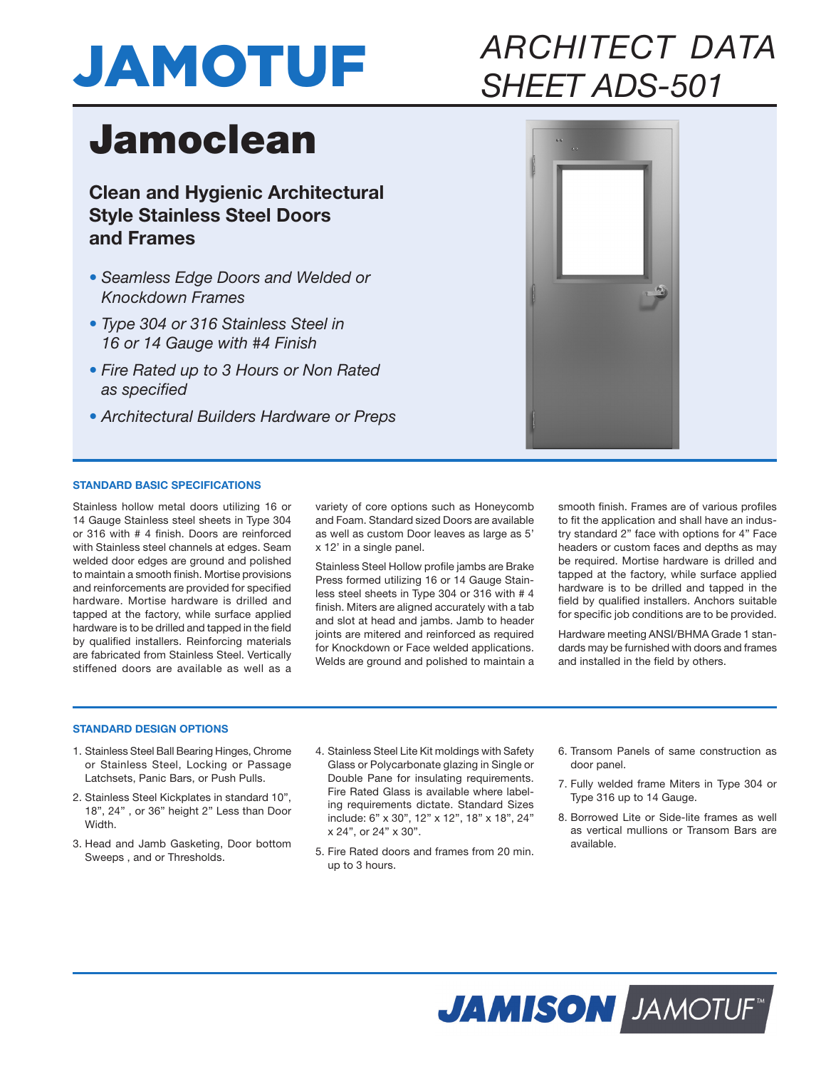# JAMOTUF

## ARCHITECT DATA SHEET ADS-501

# Jamoclean

### Clean and Hygienic Architectural Style Stainless Steel Doors and Frames

- *Seamless Edge Doors and Welded or Knockdown Frames*
- *Type 304 or 316 Stainless Steel in 16 or 14 Gauge with #4 Finish*
- *Fire Rated up to 3 Hours or Non Rated as specified*
- *Architectural Builders Hardware or Preps*

## STANDARD BASIC SPECIFICATIONS

Stainless hollow metal doors utilizing 16 or 14 Gauge Stainless steel sheets in Type 304 or 316 with # 4 finish. Doors are reinforced with Stainless steel channels at edges. Seam welded door edges are ground and polished to maintain a smooth finish. Mortise provisions and reinforcements are provided for specified hardware. Mortise hardware is drilled and tapped at the factory, while surface applied hardware is to be drilled and tapped in the field by qualified installers. Reinforcing materials are fabricated from Stainless Steel. Vertically stiffened doors are available as well as a variety of core options such as Honeycomb and Foam. Standard sized Doors are available as well as custom Door leaves as large as 5' x 12' in a single panel.

Stainless Steel Hollow profile jambs are Brake Press formed utilizing 16 or 14 Gauge Stainless steel sheets in Type 304 or 316 with # 4 finish. Miters are aligned accurately with a tab and slot at head and jambs. Jamb to header joints are mitered and reinforced as required for Knockdown or Face welded applications. Welds are ground and polished to maintain a smooth finish. Frames are of various profiles to fit the application and shall have an industry standard 2" face with options for 4" Face headers or custom faces and depths as may be required. Mortise hardware is drilled and tapped at the factory, while surface applied hardware is to be drilled and tapped in the field by qualified installers. Anchors suitable for specific job conditions are to be provided.

Hardware meeting ANSI/BHMA Grade 1 standards may be furnished with doors and frames and installed in the field by others.

## STANDARD DESIGN OPTIONS

1. Stainless Steel Ball Bearing Hinges, Chrome or Stainless Steel, Locking or Passage Latchsets, Panic Bars, or Push Pulls.
2. Stainless Steel Kickplates in standard 10", 18", 24" , or 36" height 2" Less than Door Width.
3. Head and Jamb Gasketing, Door bottom Sweeps , and or Thresholds.
4. Stainless Steel Lite Kit moldings with Safety Glass or Polycarbonate glazing in Single or Double Pane for insulating requirements. Fire Rated Glass is available where labeling requirements dictate. Standard Sizes include: 6" x 30", 12" x 12", 18" x 18", 24" x 24", or 24" x 30".
5. Fire Rated doors and frames from 20 min. up to 3 hours.
6. Transom Panels of same construction as door panel.
7. Fully welded frame Miters in Type 304 or Type 316 up to 14 Gauge.
8. Borrowed Lite or Side-lite frames as well as vertical mullions or Transom Bars are available.

JAMISON JAMOTUF™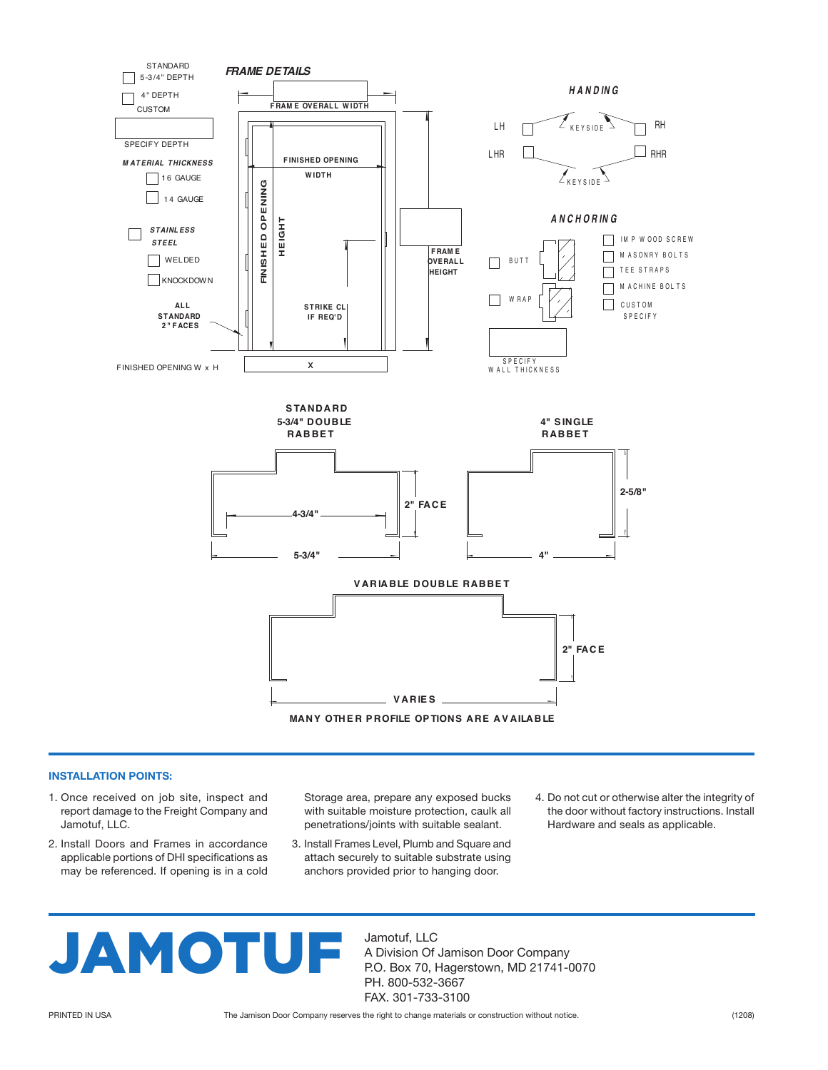STANDARD 5-3/4" DEPTH

4" DEPTH

CUSTOM

SPECIFY DEPTH

***MATERIAL THICKNESS***

16 GAUGE

14 GAUGE

***STAINLESS STEEL***

WELDED

KNOCKDOWN

ALL STANDARD 2" FACES

FINISHED OPENING W x H

X

## *FRAME DETAILS*

FRAME OVERALL WIDTH

FINISHED OPENING WIDTH

FINISHED OPENING HEIGHT

STRIKE CL IF REQ'D

FRAME OVERALL HEIGHT

## *HANDING*

LH

RH

KEYSIDE

LHR

RHR

KEYSIDE

## *ANCHORING*

BUTT

WRAP

IMP WOOD SCREW

MASONRY BOLTS

TEE STRAPS

MACHINE BOLTS

CUSTOM SPECIFY

SPECIFY WALL THICKNESS

**STANDARD 5-3/4" DOUBLE RABBET**

4-3/4"

2" FACE

5-3/4"

**4" SINGLE RABBET**

2-5/8"

4"

**VARIABLE DOUBLE RABBET**

2" FACE

VARIES

**MANY OTHER PROFILE OPTIONS ARE AVAILABLE**

## INSTALLATION POINTS:

1. Once received on job site, inspect and report damage to the Freight Company and Jamotuf, LLC.
2. Install Doors and Frames in accordance applicable portions of DHI specifications as may be referenced. If opening is in a cold Storage area, prepare any exposed bucks with suitable moisture protection, caulk all penetrations/joints with suitable sealant.
3. Install Frames Level, Plumb and Square and attach securely to suitable substrate using anchors provided prior to hanging door.
4. Do not cut or otherwise alter the integrity of the door without factory instructions. Install Hardware and seals as applicable.

**JAMOTUF**

Jamotuf, LLC
A Division Of Jamison Door Company
P.O. Box 70, Hagerstown, MD 21741-0070
PH. 800-532-3667
FAX. 301-733-3100

PRINTED IN USA

The Jamison Door Company reserves the right to change materials or construction without notice.

(1208)